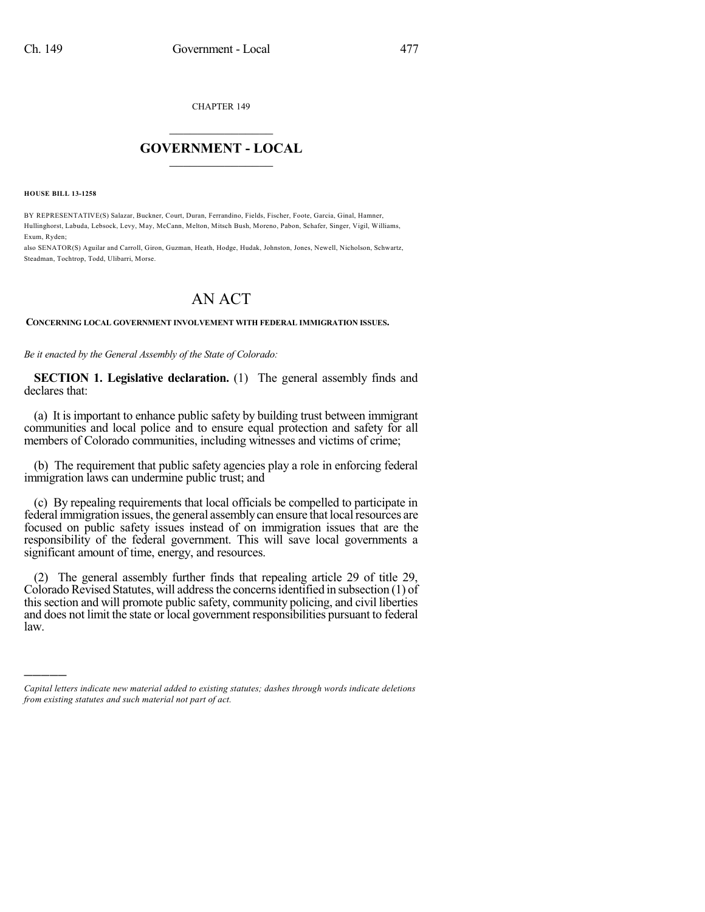CHAPTER 149

# GOVERNMENT - LOCAL

**HOUSE BILL 13-1258**

BY REPRESENTATIVE(S) Salazar, Buckner, Court, Duran, Ferrandino, Fields, Fischer, Foote, Garcia, Ginal, Hamner, Hullinghorst, Labuda, Lebsock, Levy, May, McCann, Melton, Mitsch Bush, Moreno, Pabon, Schafer, Singer, Vigil, Williams, Exum, Ryden;
also SENATOR(S) Aguilar and Carroll, Giron, Guzman, Heath, Hodge, Hudak, Johnston, Jones, Newell, Nicholson, Schwartz, Steadman, Tochtrop, Todd, Ulibarri, Morse.

# AN ACT

**CONCERNING LOCAL GOVERNMENT INVOLVEMENT WITH FEDERAL IMMIGRATION ISSUES.**

*Be it enacted by the General Assembly of the State of Colorado:*

**SECTION 1. Legislative declaration.** (1) The general assembly finds and declares that:

(a) It is important to enhance public safety by building trust between immigrant communities and local police and to ensure equal protection and safety for all members of Colorado communities, including witnesses and victims of crime;

(b) The requirement that public safety agencies play a role in enforcing federal immigration laws can undermine public trust; and

(c) By repealing requirements that local officials be compelled to participate in federal immigration issues, the general assembly can ensure that local resources are focused on public safety issues instead of on immigration issues that are the responsibility of the federal government. This will save local governments a significant amount of time, energy, and resources.

(2) The general assembly further finds that repealing article 29 of title 29, Colorado Revised Statutes, will address the concerns identified in subsection (1) of this section and will promote public safety, community policing, and civil liberties and does not limit the state or local government responsibilities pursuant to federal law.

---

*Capital letters indicate new material added to existing statutes; dashes through words indicate deletions from existing statutes and such material not part of act.*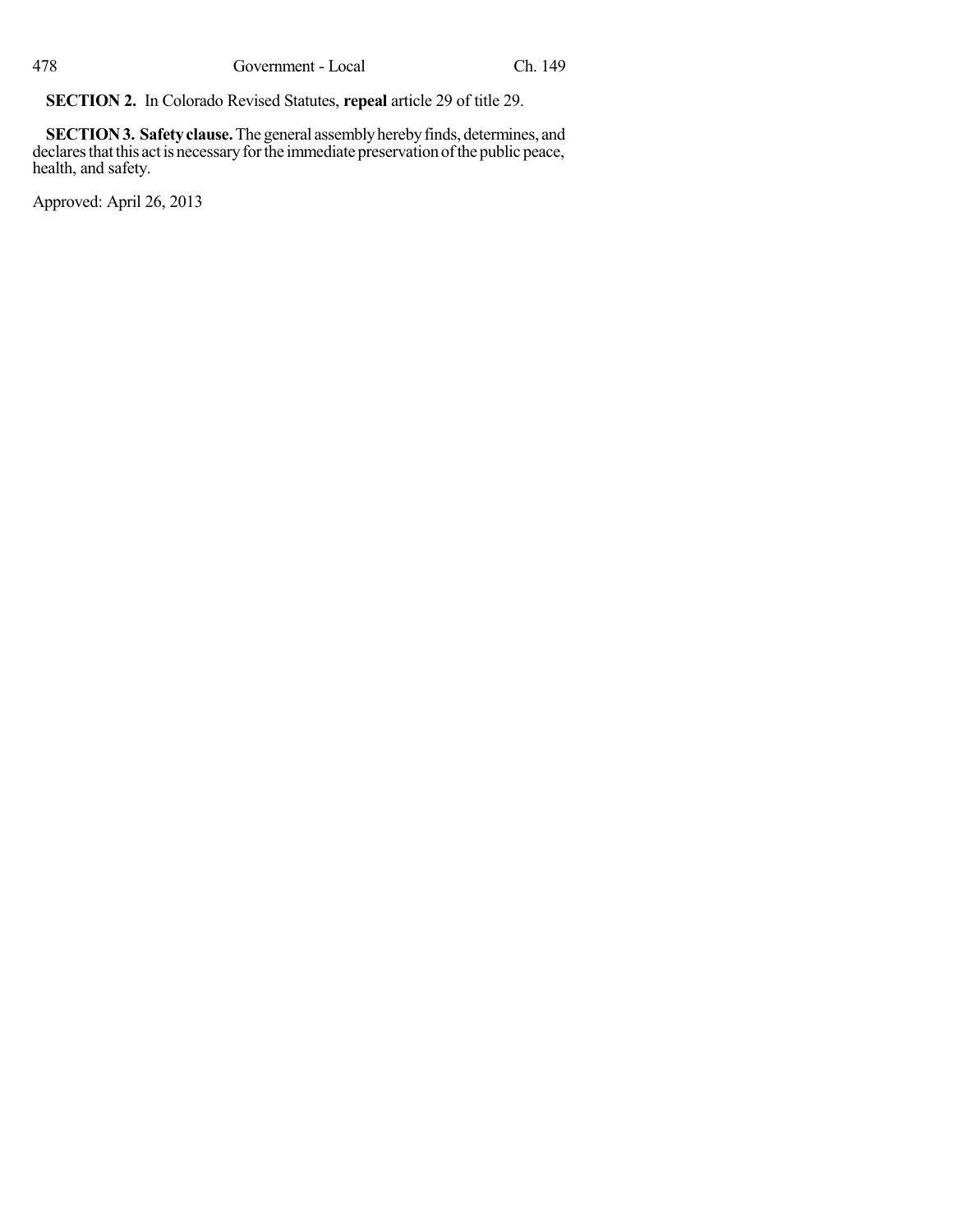**SECTION 2.** In Colorado Revised Statutes, **repeal** article 29 of title 29.

**SECTION 3. Safety clause.** The general assembly hereby finds, determines, and declares that this act is necessary for the immediate preservation of the public peace, health, and safety.

Approved: April 26, 2013